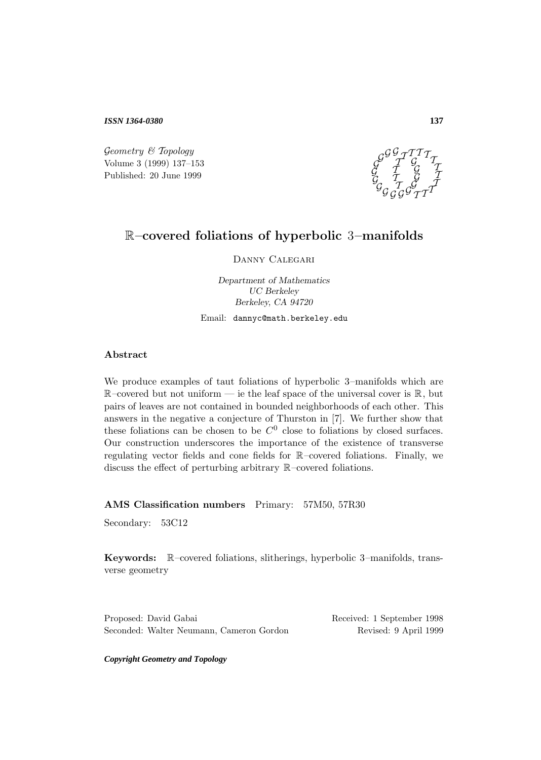# $\mathbb{R}$–covered foliations of hyperbolic 3–manifolds

Danny Calegari

*Department of Mathematics*
*UC Berkeley*
*Berkeley, CA 94720*

Email: dannyc@math.berkeley.edu

## Abstract

We produce examples of taut foliations of hyperbolic 3–manifolds which are $\mathbb{R}$–covered but not uniform — ie the leaf space of the universal cover is $\mathbb{R}$, but pairs of leaves are not contained in bounded neighborhoods of each other. This answers in the negative a conjecture of Thurston in [7]. We further show that these foliations can be chosen to be $C^0$ close to foliations by closed surfaces. Our construction underscores the importance of the existence of transverse regulating vector fields and cone fields for $\mathbb{R}$–covered foliations. Finally, we discuss the effect of perturbing arbitrary $\mathbb{R}$–covered foliations.

**AMS Classification numbers** Primary: 57M50, 57R30

Secondary: 53C12

**Keywords:** $\mathbb{R}$–covered foliations, slitherings, hyperbolic 3–manifolds, transverse geometry

Proposed: David Gabai
Seconded: Walter Neumann, Cameron Gordon

Received: 1 September 1998
Revised: 9 April 1999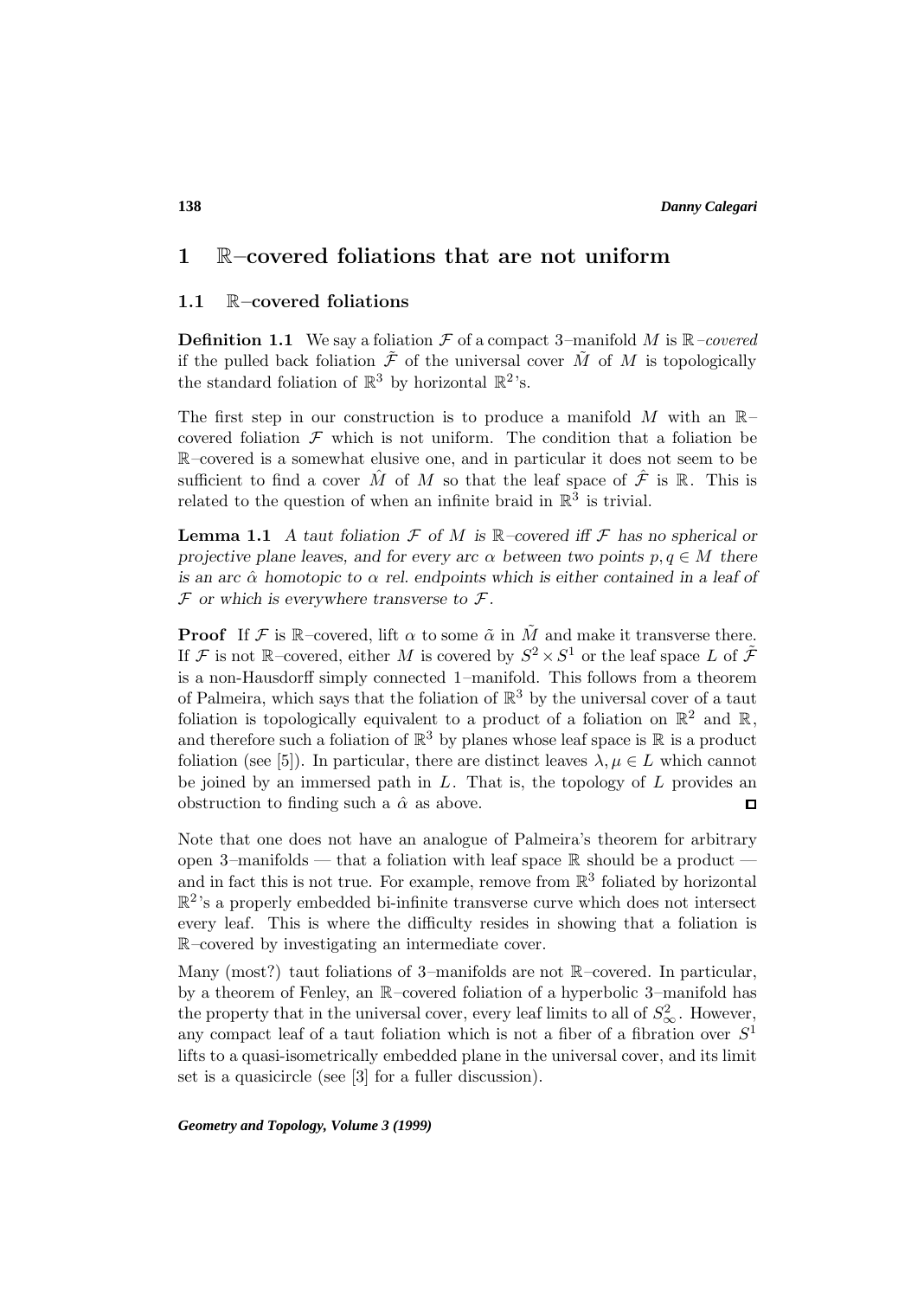# 1 $\mathbb{R}$–covered foliations that are not uniform

## 1.1 $\mathbb{R}$–covered foliations

**Definition 1.1** We say a foliation $\mathcal{F}$ of a compact 3–manifold $M$ is $\mathbb{R}$*–covered* if the pulled back foliation $\tilde{\mathcal{F}}$ of the universal cover $\tilde{M}$ of $M$ is topologically the standard foliation of $\mathbb{R}^3$ by horizontal $\mathbb{R}^2$'s.

The first step in our construction is to produce a manifold $M$ with an $\mathbb{R}$–covered foliation $\mathcal{F}$ which is not uniform. The condition that a foliation be $\mathbb{R}$–covered is a somewhat elusive one, and in particular it does not seem to be sufficient to find a cover $\hat{M}$ of $M$ so that the leaf space of $\hat{\mathcal{F}}$ is $\mathbb{R}$. This is related to the question of when an infinite braid in $\mathbb{R}^3$ is trivial.

**Lemma 1.1** *A taut foliation $\mathcal{F}$ of $M$ is $\mathbb{R}$–covered iff $\mathcal{F}$ has no spherical or projective plane leaves, and for every arc $\alpha$ between two points $p, q \in M$ there is an arc $\hat{\alpha}$ homotopic to $\alpha$ rel. endpoints which is either contained in a leaf of $\mathcal{F}$ or which is everywhere transverse to $\mathcal{F}$.*

**Proof** If $\mathcal{F}$ is $\mathbb{R}$–covered, lift $\alpha$ to some $\tilde{\alpha}$ in $\tilde{M}$ and make it transverse there. If $\mathcal{F}$ is not $\mathbb{R}$–covered, either $M$ is covered by $S^2 \times S^1$ or the leaf space $L$ of $\tilde{\mathcal{F}}$ is a non-Hausdorff simply connected 1–manifold. This follows from a theorem of Palmeira, which says that the foliation of $\mathbb{R}^3$ by the universal cover of a taut foliation is topologically equivalent to a product of a foliation on $\mathbb{R}^2$ and $\mathbb{R}$, and therefore such a foliation of $\mathbb{R}^3$ by planes whose leaf space is $\mathbb{R}$ is a product foliation (see [5]). In particular, there are distinct leaves $\lambda, \mu \in L$ which cannot be joined by an immersed path in $L$. That is, the topology of $L$ provides an obstruction to finding such a $\hat{\alpha}$ as above. ∎

Note that one does not have an analogue of Palmeira's theorem for arbitrary open 3–manifolds — that a foliation with leaf space $\mathbb{R}$ should be a product — and in fact this is not true. For example, remove from $\mathbb{R}^3$ foliated by horizontal $\mathbb{R}^2$'s a properly embedded bi-infinite transverse curve which does not intersect every leaf. This is where the difficulty resides in showing that a foliation is $\mathbb{R}$–covered by investigating an intermediate cover.

Many (most?) taut foliations of 3–manifolds are not $\mathbb{R}$–covered. In particular, by a theorem of Fenley, an $\mathbb{R}$–covered foliation of a hyperbolic 3–manifold has the property that in the universal cover, every leaf limits to all of $S^2_\infty$. However, any compact leaf of a taut foliation which is not a fiber of a fibration over $S^1$ lifts to a quasi-isometrically embedded plane in the universal cover, and its limit set is a quasicircle (see [3] for a fuller discussion).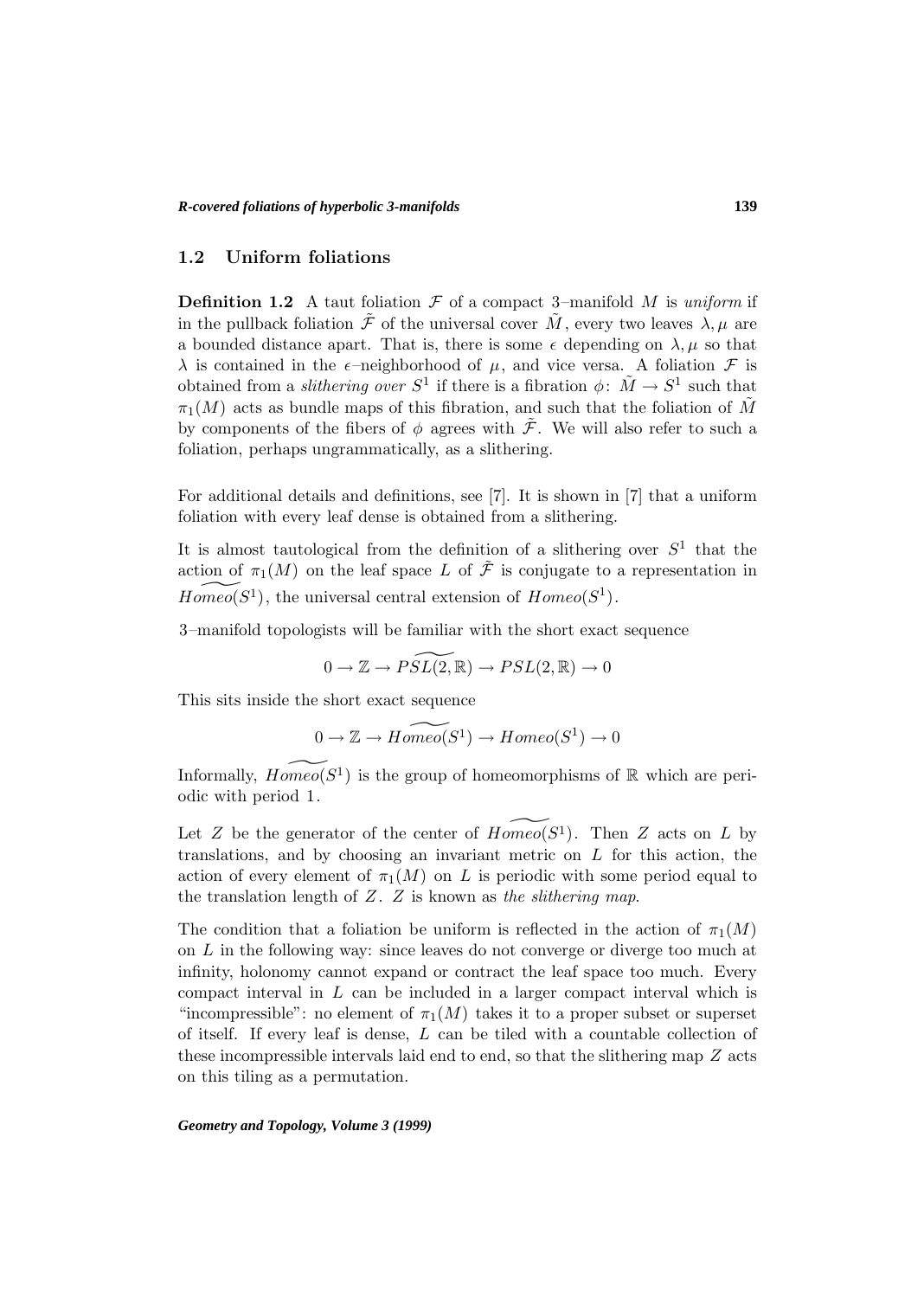## 1.2 Uniform foliations

**Definition 1.2** A taut foliation $\mathcal{F}$ of a compact 3–manifold $M$ is *uniform* if in the pullback foliation $\tilde{\mathcal{F}}$ of the universal cover $\tilde{M}$, every two leaves $\lambda, \mu$ are a bounded distance apart. That is, there is some $\epsilon$ depending on $\lambda, \mu$ so that $\lambda$ is contained in the $\epsilon$–neighborhood of $\mu$, and vice versa. A foliation $\mathcal{F}$ is obtained from a *slithering over* $S^1$ if there is a fibration $\phi\colon \tilde{M} \to S^1$ such that $\pi_1(M)$ acts as bundle maps of this fibration, and such that the foliation of $\tilde{M}$ by components of the fibers of $\phi$ agrees with $\tilde{\mathcal{F}}$. We will also refer to such a foliation, perhaps ungrammatically, as a slithering.

For additional details and definitions, see [7]. It is shown in [7] that a uniform foliation with every leaf dense is obtained from a slithering.

It is almost tautological from the definition of a slithering over $S^1$ that the action of $\pi_1(M)$ on the leaf space $L$ of $\tilde{\mathcal{F}}$ is conjugate to a representation in $\widetilde{Homeo(S^1)}$, the universal central extension of $Homeo(S^1)$.

3–manifold topologists will be familiar with the short exact sequence

$$0 \to \mathbb{Z} \to \widetilde{PSL(2,\mathbb{R})} \to PSL(2,\mathbb{R}) \to 0$$

This sits inside the short exact sequence

$$0 \to \mathbb{Z} \to \widetilde{Homeo(S^1)} \to Homeo(S^1) \to 0$$

Informally, $\widetilde{Homeo(S^1)}$ is the group of homeomorphisms of $\mathbb{R}$ which are periodic with period 1.

Let $Z$ be the generator of the center of $\widetilde{Homeo(S^1)}$. Then $Z$ acts on $L$ by translations, and by choosing an invariant metric on $L$ for this action, the action of every element of $\pi_1(M)$ on $L$ is periodic with some period equal to the translation length of $Z$. $Z$ is known as *the slithering map*.

The condition that a foliation be uniform is reflected in the action of $\pi_1(M)$ on $L$ in the following way: since leaves do not converge or diverge too much at infinity, holonomy cannot expand or contract the leaf space too much. Every compact interval in $L$ can be included in a larger compact interval which is "incompressible": no element of $\pi_1(M)$ takes it to a proper subset or superset of itself. If every leaf is dense, $L$ can be tiled with a countable collection of these incompressible intervals laid end to end, so that the slithering map $Z$ acts on this tiling as a permutation.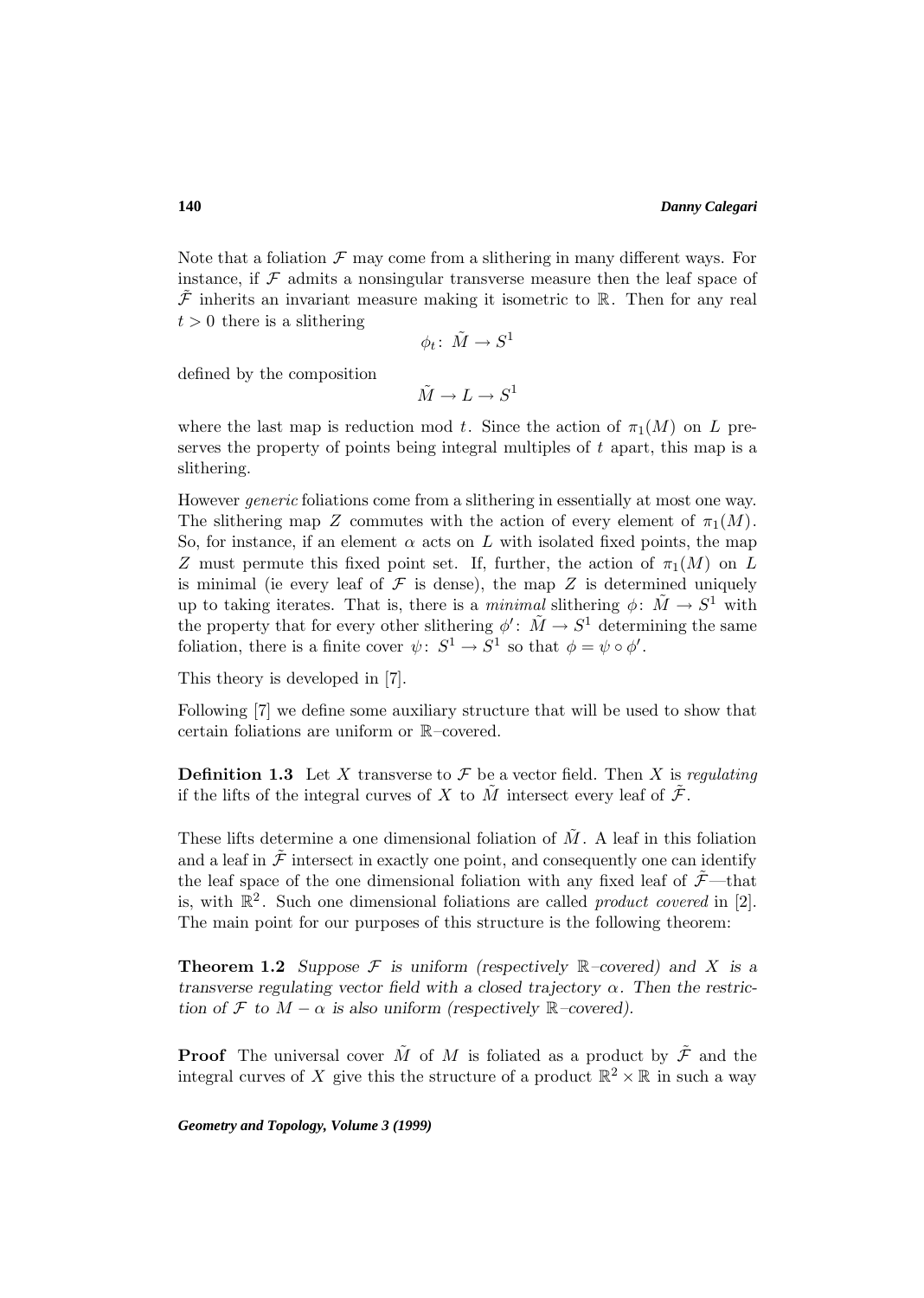Note that a foliation $\mathcal{F}$ may come from a slithering in many different ways. For instance, if $\mathcal{F}$ admits a nonsingular transverse measure then the leaf space of $\tilde{\mathcal{F}}$ inherits an invariant measure making it isometric to $\mathbb{R}$. Then for any real $t > 0$ there is a slithering

$$\phi_t\colon\ \tilde{M} \to S^1$$

defined by the composition

$$\tilde{M} \to L \to S^1$$

where the last map is reduction mod $t$. Since the action of $\pi_1(M)$ on $L$ preserves the property of points being integral multiples of $t$ apart, this map is a slithering.

However *generic* foliations come from a slithering in essentially at most one way. The slithering map $Z$ commutes with the action of every element of $\pi_1(M)$. So, for instance, if an element $\alpha$ acts on $L$ with isolated fixed points, the map $Z$ must permute this fixed point set. If, further, the action of $\pi_1(M)$ on $L$ is minimal (ie every leaf of $\mathcal{F}$ is dense), the map $Z$ is determined uniquely up to taking iterates. That is, there is a *minimal* slithering $\phi\colon\ \tilde{M} \to S^1$ with the property that for every other slithering $\phi'\colon\ \tilde{M} \to S^1$ determining the same foliation, there is a finite cover $\psi\colon\ S^1 \to S^1$ so that $\phi = \psi \circ \phi'$.

This theory is developed in [7].

Following [7] we define some auxiliary structure that will be used to show that certain foliations are uniform or $\mathbb{R}$–covered.

**Definition 1.3** Let $X$ transverse to $\mathcal{F}$ be a vector field. Then $X$ is *regulating* if the lifts of the integral curves of $X$ to $\tilde{M}$ intersect every leaf of $\tilde{\mathcal{F}}$.

These lifts determine a one dimensional foliation of $\tilde{M}$. A leaf in this foliation and a leaf in $\tilde{\mathcal{F}}$ intersect in exactly one point, and consequently one can identify the leaf space of the one dimensional foliation with any fixed leaf of $\tilde{\mathcal{F}}$—that is, with $\mathbb{R}^2$. Such one dimensional foliations are called *product covered* in [2]. The main point for our purposes of this structure is the following theorem:

**Theorem 1.2** *Suppose $\mathcal{F}$ is uniform (respectively $\mathbb{R}$–covered) and $X$ is a transverse regulating vector field with a closed trajectory $\alpha$. Then the restriction of $\mathcal{F}$ to $M - \alpha$ is also uniform (respectively $\mathbb{R}$–covered).*

**Proof** The universal cover $\tilde{M}$ of $M$ is foliated as a product by $\tilde{\mathcal{F}}$ and the integral curves of $X$ give this the structure of a product $\mathbb{R}^2 \times \mathbb{R}$ in such a way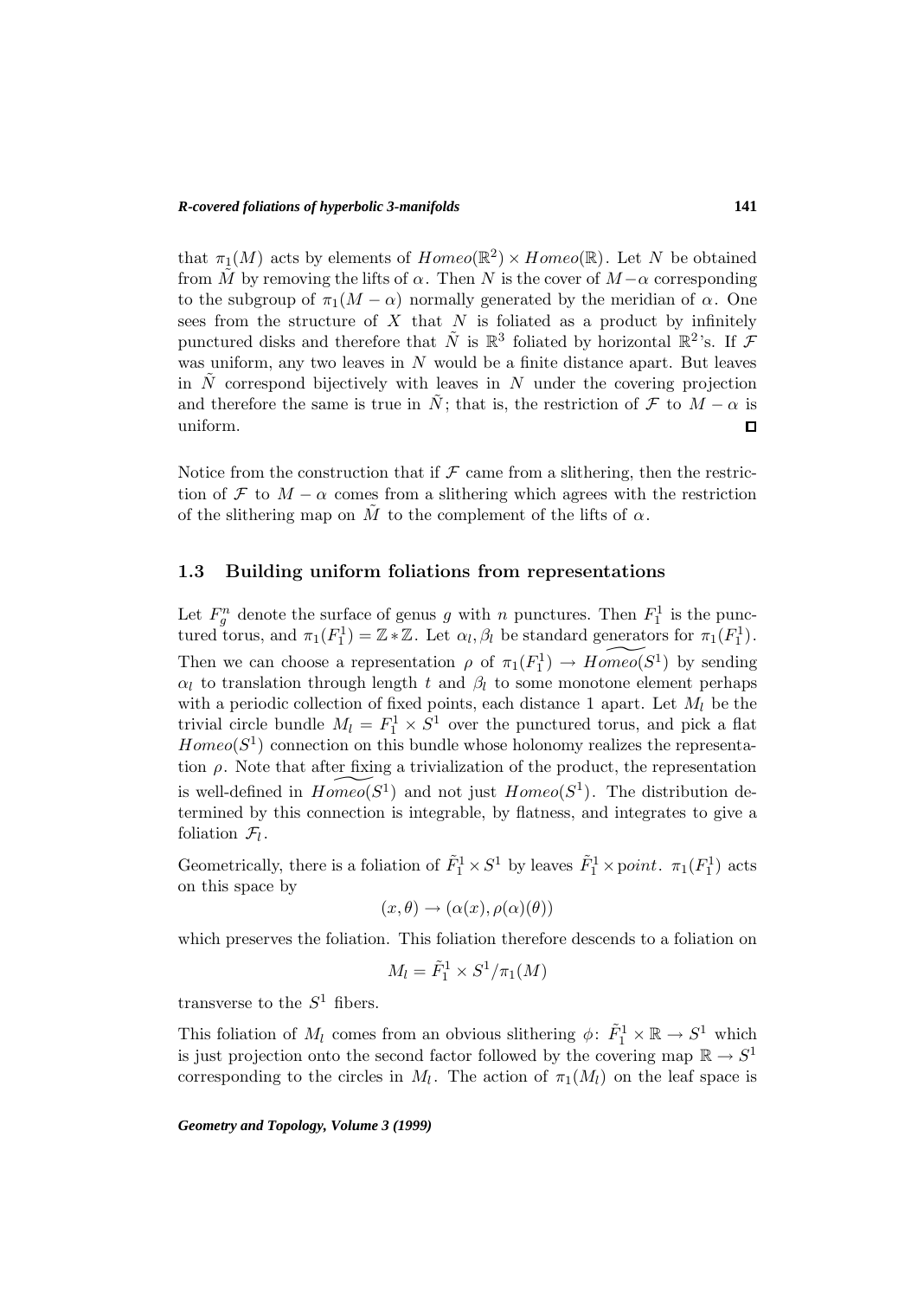that $\pi_1(M)$ acts by elements of $Homeo(\mathbb{R}^2) \times Homeo(\mathbb{R})$. Let $N$ be obtained from $\tilde{M}$ by removing the lifts of $\alpha$. Then $N$ is the cover of $M - \alpha$ corresponding to the subgroup of $\pi_1(M - \alpha)$ normally generated by the meridian of $\alpha$. One sees from the structure of $X$ that $N$ is foliated as a product by infinitely punctured disks and therefore that $\tilde{N}$ is $\mathbb{R}^3$ foliated by horizontal $\mathbb{R}^2$'s. If $\mathcal{F}$ was uniform, any two leaves in $N$ would be a finite distance apart. But leaves in $\tilde{N}$ correspond bijectively with leaves in $N$ under the covering projection and therefore the same is true in $\tilde{N}$; that is, the restriction of $\mathcal{F}$ to $M - \alpha$ is uniform. □

Notice from the construction that if $\mathcal{F}$ came from a slithering, then the restriction of $\mathcal{F}$ to $M - \alpha$ comes from a slithering which agrees with the restriction of the slithering map on $\tilde{M}$ to the complement of the lifts of $\alpha$.

## 1.3 Building uniform foliations from representations

Let $F_g^n$ denote the surface of genus $g$ with $n$ punctures. Then $F_1^1$ is the punctured torus, and $\pi_1(F_1^1) = \mathbb{Z} * \mathbb{Z}$. Let $\alpha_l, \beta_l$ be standard generators for $\pi_1(F_1^1)$. Then we can choose a representation $\rho$ of $\pi_1(F_1^1) \to \widetilde{Homeo}(S^1)$ by sending $\alpha_l$ to translation through length $t$ and $\beta_l$ to some monotone element perhaps with a periodic collection of fixed points, each distance 1 apart. Let $M_l$ be the trivial circle bundle $M_l = F_1^1 \times S^1$ over the punctured torus, and pick a flat $Homeo(S^1)$ connection on this bundle whose holonomy realizes the representation $\rho$. Note that after fixing a trivialization of the product, the representation is well-defined in $\widetilde{Homeo}(S^1)$ and not just $Homeo(S^1)$. The distribution determined by this connection is integrable, by flatness, and integrates to give a foliation $\mathcal{F}_l$.

Geometrically, there is a foliation of $\tilde{F}_1^1 \times S^1$ by leaves $\tilde{F}_1^1 \times \text{point}$. $\pi_1(F_1^1)$ acts on this space by

$$(x, \theta) \to (\alpha(x), \rho(\alpha)(\theta))$$

which preserves the foliation. This foliation therefore descends to a foliation on

$$M_l = \tilde{F}_1^1 \times S^1 / \pi_1(M)$$

transverse to the $S^1$ fibers.

This foliation of $M_l$ comes from an obvious slithering $\phi\colon\ \tilde{F}_1^1 \times \mathbb{R} \to S^1$ which is just projection onto the second factor followed by the covering map $\mathbb{R} \to S^1$ corresponding to the circles in $M_l$. The action of $\pi_1(M_l)$ on the leaf space is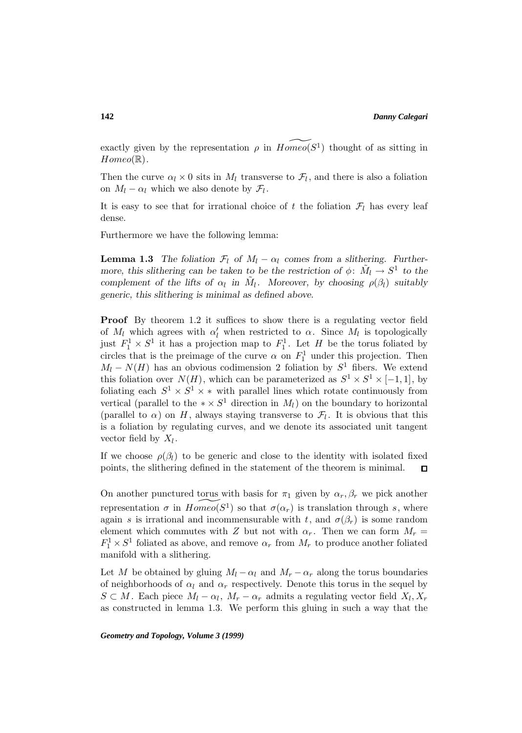exactly given by the representation $\rho$ in $\widetilde{Homeo}(S^1)$ thought of as sitting in $Homeo(\mathbb{R})$.

Then the curve $\alpha_l \times 0$ sits in $M_l$ transverse to $\mathcal{F}_l$, and there is also a foliation on $M_l - \alpha_l$ which we also denote by $\mathcal{F}_l$.

It is easy to see that for irrational choice of $t$ the foliation $\mathcal{F}_l$ has every leaf dense.

Furthermore we have the following lemma:

**Lemma 1.3** *The foliation $\mathcal{F}_l$ of $M_l - \alpha_l$ comes from a slithering. Furthermore, this slithering can be taken to be the restriction of $\phi\colon \tilde{M}_l \to S^1$ to the complement of the lifts of $\alpha_l$ in $\tilde{M}_l$. Moreover, by choosing $\rho(\beta_l)$ suitably generic, this slithering is minimal as defined above.*

**Proof** By theorem 1.2 it suffices to show there is a regulating vector field of $M_l$ which agrees with $\alpha_l'$ when restricted to $\alpha$. Since $M_l$ is topologically just $F_1^1 \times S^1$ it has a projection map to $F_1^1$. Let $H$ be the torus foliated by circles that is the preimage of the curve $\alpha$ on $F_1^1$ under this projection. Then $M_l - N(H)$ has an obvious codimension 2 foliation by $S^1$ fibers. We extend this foliation over $N(H)$, which can be parameterized as $S^1 \times S^1 \times [-1,1]$, by foliating each $S^1 \times S^1 \times *$ with parallel lines which rotate continuously from vertical (parallel to the $* \times S^1$ direction in $M_l$) on the boundary to horizontal (parallel to $\alpha$) on $H$, always staying transverse to $\mathcal{F}_l$. It is obvious that this is a foliation by regulating curves, and we denote its associated unit tangent vector field by $X_l$.

If we choose $\rho(\beta_l)$ to be generic and close to the identity with isolated fixed points, the slithering defined in the statement of the theorem is minimal. $\square$

On another punctured torus with basis for $\pi_1$ given by $\alpha_r, \beta_r$ we pick another representation $\sigma$ in $\widetilde{Homeo}(S^1)$ so that $\sigma(\alpha_r)$ is translation through $s$, where again $s$ is irrational and incommensurable with $t$, and $\sigma(\beta_r)$ is some random element which commutes with $Z$ but not with $\alpha_r$. Then we can form $M_r = F_1^1 \times S^1$ foliated as above, and remove $\alpha_r$ from $M_r$ to produce another foliated manifold with a slithering.

Let $M$ be obtained by gluing $M_l - \alpha_l$ and $M_r - \alpha_r$ along the torus boundaries of neighborhoods of $\alpha_l$ and $\alpha_r$ respectively. Denote this torus in the sequel by $S \subset M$. Each piece $M_l - \alpha_l$, $M_r - \alpha_r$ admits a regulating vector field $X_l, X_r$ as constructed in lemma 1.3. We perform this gluing in such a way that the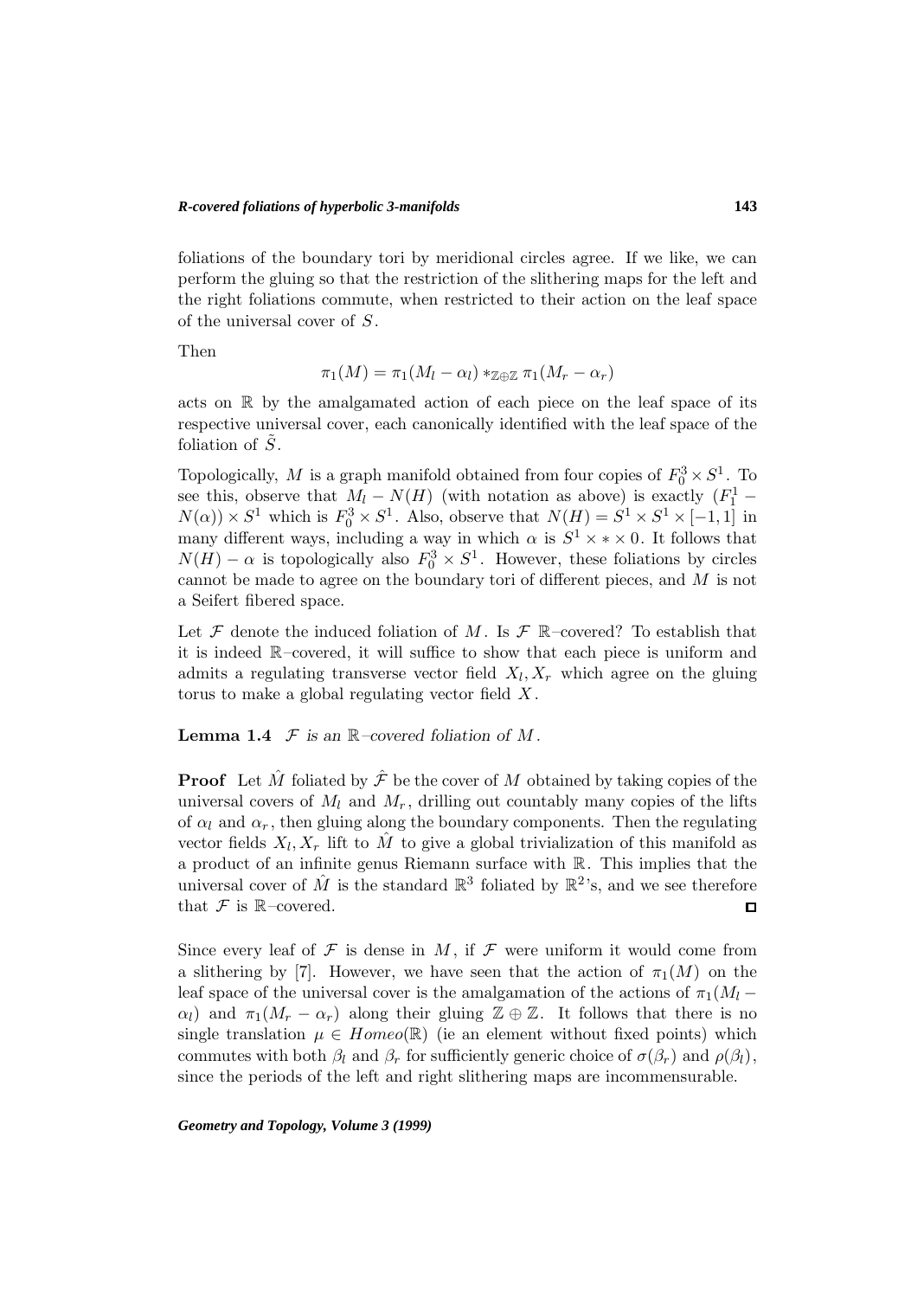foliations of the boundary tori by meridional circles agree. If we like, we can perform the gluing so that the restriction of the slithering maps for the left and the right foliations commute, when restricted to their action on the leaf space of the universal cover of $S$.

Then

$$\pi_1(M) = \pi_1(M_l - \alpha_l) *_{\mathbb{Z}\oplus\mathbb{Z}} \pi_1(M_r - \alpha_r)$$

acts on $\mathbb{R}$ by the amalgamated action of each piece on the leaf space of its respective universal cover, each canonically identified with the leaf space of the foliation of $\tilde{S}$.

Topologically, $M$ is a graph manifold obtained from four copies of $F_0^3 \times S^1$. To see this, observe that $M_l - N(H)$ (with notation as above) is exactly $(F_1^1 - N(\alpha)) \times S^1$ which is $F_0^3 \times S^1$. Also, observe that $N(H) = S^1 \times S^1 \times [-1,1]$ in many different ways, including a way in which $\alpha$ is $S^1 \times * \times 0$. It follows that $N(H) - \alpha$ is topologically also $F_0^3 \times S^1$. However, these foliations by circles cannot be made to agree on the boundary tori of different pieces, and $M$ is not a Seifert fibered space.

Let $\mathcal{F}$ denote the induced foliation of $M$. Is $\mathcal{F}$ $\mathbb{R}$–covered? To establish that it is indeed $\mathbb{R}$–covered, it will suffice to show that each piece is uniform and admits a regulating transverse vector field $X_l, X_r$ which agree on the gluing torus to make a global regulating vector field $X$.

**Lemma 1.4** *$\mathcal{F}$ is an $\mathbb{R}$–covered foliation of $M$.*

**Proof** Let $\hat{M}$ foliated by $\hat{\mathcal{F}}$ be the cover of $M$ obtained by taking copies of the universal covers of $M_l$ and $M_r$, drilling out countably many copies of the lifts of $\alpha_l$ and $\alpha_r$, then gluing along the boundary components. Then the regulating vector fields $X_l, X_r$ lift to $\hat{M}$ to give a global trivialization of this manifold as a product of an infinite genus Riemann surface with $\mathbb{R}$. This implies that the universal cover of $\hat{M}$ is the standard $\mathbb{R}^3$ foliated by $\mathbb{R}^2$'s, and we see therefore that $\mathcal{F}$ is $\mathbb{R}$–covered. ◻

Since every leaf of $\mathcal{F}$ is dense in $M$, if $\mathcal{F}$ were uniform it would come from a slithering by [7]. However, we have seen that the action of $\pi_1(M)$ on the leaf space of the universal cover is the amalgamation of the actions of $\pi_1(M_l - \alpha_l)$ and $\pi_1(M_r - \alpha_r)$ along their gluing $\mathbb{Z}\oplus\mathbb{Z}$. It follows that there is no single translation $\mu \in Homeo(\mathbb{R})$ (ie an element without fixed points) which commutes with both $\beta_l$ and $\beta_r$ for sufficiently generic choice of $\sigma(\beta_r)$ and $\rho(\beta_l)$, since the periods of the left and right slithering maps are incommensurable.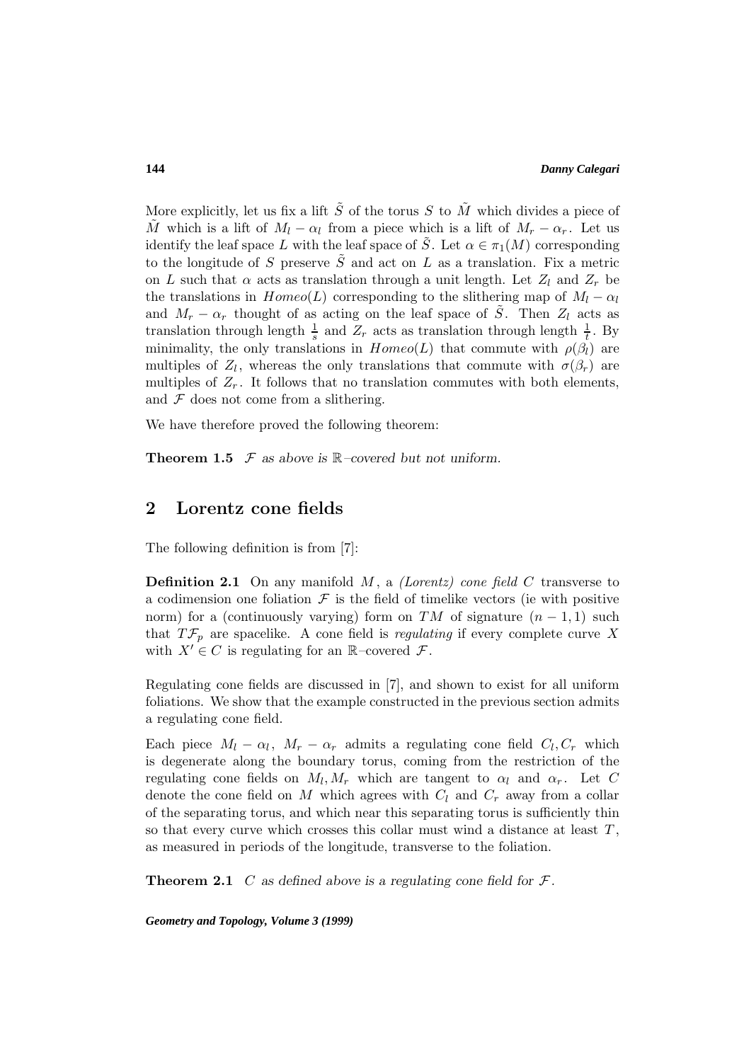More explicitly, let us fix a lift $\tilde{S}$ of the torus $S$ to $\tilde{M}$ which divides a piece of $\tilde{M}$ which is a lift of $M_l - \alpha_l$ from a piece which is a lift of $M_r - \alpha_r$. Let us identify the leaf space $L$ with the leaf space of $\tilde{S}$. Let $\alpha \in \pi_1(M)$ corresponding to the longitude of $S$ preserve $\tilde{S}$ and act on $L$ as a translation. Fix a metric on $L$ such that $\alpha$ acts as translation through a unit length. Let $Z_l$ and $Z_r$ be the translations in $Homeo(L)$ corresponding to the slithering map of $M_l - \alpha_l$ and $M_r - \alpha_r$ thought of as acting on the leaf space of $\tilde{S}$. Then $Z_l$ acts as translation through length $\frac{1}{s}$ and $Z_r$ acts as translation through length $\frac{1}{t}$. By minimality, the only translations in $Homeo(L)$ that commute with $\rho(\beta_l)$ are multiples of $Z_l$, whereas the only translations that commute with $\sigma(\beta_r)$ are multiples of $Z_r$. It follows that no translation commutes with both elements, and $\mathcal{F}$ does not come from a slithering.

We have therefore proved the following theorem:

**Theorem 1.5** *$\mathcal{F}$ as above is $\mathbb{R}$–covered but not uniform.*

## 2 Lorentz cone fields

The following definition is from [7]:

**Definition 2.1** On any manifold $M$, a *(Lorentz) cone field* $C$ transverse to a codimension one foliation $\mathcal{F}$ is the field of timelike vectors (ie with positive norm) for a (continuously varying) form on $TM$ of signature $(n-1,1)$ such that $T\mathcal{F}_p$ are spacelike. A cone field is *regulating* if every complete curve $X$ with $X' \in C$ is regulating for an $\mathbb{R}$–covered $\mathcal{F}$.

Regulating cone fields are discussed in [7], and shown to exist for all uniform foliations. We show that the example constructed in the previous section admits a regulating cone field.

Each piece $M_l - \alpha_l$, $M_r - \alpha_r$ admits a regulating cone field $C_l, C_r$ which is degenerate along the boundary torus, coming from the restriction of the regulating cone fields on $M_l, M_r$ which are tangent to $\alpha_l$ and $\alpha_r$. Let $C$ denote the cone field on $M$ which agrees with $C_l$ and $C_r$ away from a collar of the separating torus, and which near this separating torus is sufficiently thin so that every curve which crosses this collar must wind a distance at least $T$, as measured in periods of the longitude, transverse to the foliation.

**Theorem 2.1** *$C$ as defined above is a regulating cone field for $\mathcal{F}$.*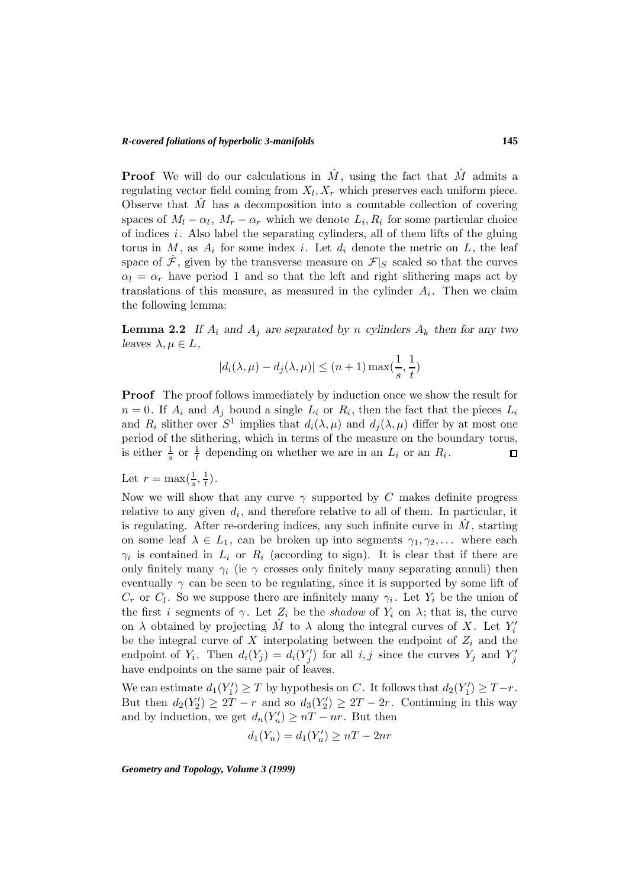**Proof** We will do our calculations in $\hat{M}$, using the fact that $\hat{M}$ admits a regulating vector field coming from $X_l, X_r$ which preserves each uniform piece. Observe that $\hat{M}$ has a decomposition into a countable collection of covering spaces of $M_l - \alpha_l$, $M_r - \alpha_r$ which we denote $L_i, R_i$ for some particular choice of indices $i$. Also label the separating cylinders, all of them lifts of the gluing torus in $M$, as $A_i$ for some index $i$. Let $d_i$ denote the metric on $L$, the leaf space of $\hat{\mathcal{F}}$, given by the transverse measure on $\mathcal{F}|_S$ scaled so that the curves $\alpha_l = \alpha_r$ have period 1 and so that the left and right slithering maps act by translations of this measure, as measured in the cylinder $A_i$. Then we claim the following lemma:

**Lemma 2.2** *If $A_i$ and $A_j$ are separated by $n$ cylinders $A_k$ then for any two leaves $\lambda, \mu \in L$,*

$$|d_i(\lambda, \mu) - d_j(\lambda, \mu)| \leq (n+1)\max(\frac{1}{s}, \frac{1}{t})$$

**Proof** The proof follows immediately by induction once we show the result for $n = 0$. If $A_i$ and $A_j$ bound a single $L_i$ or $R_i$, then the fact that the pieces $L_i$ and $R_i$ slither over $S^1$ implies that $d_i(\lambda, \mu)$ and $d_j(\lambda, \mu)$ differ by at most one period of the slithering, which in terms of the measure on the boundary torus, is either $\frac{1}{s}$ or $\frac{1}{t}$ depending on whether we are in an $L_i$ or an $R_i$. ∎

Let $r = \max(\frac{1}{s}, \frac{1}{t})$.

Now we will show that any curve $\gamma$ supported by $C$ makes definite progress relative to any given $d_i$, and therefore relative to all of them. In particular, it is regulating. After re-ordering indices, any such infinite curve in $\hat{M}$, starting on some leaf $\lambda \in L_1$, can be broken up into segments $\gamma_1, \gamma_2, \ldots$ where each $\gamma_i$ is contained in $L_i$ or $R_i$ (according to sign). It is clear that if there are only finitely many $\gamma_i$ (ie $\gamma$ crosses only finitely many separating annuli) then eventually $\gamma$ can be seen to be regulating, since it is supported by some lift of $C_r$ or $C_l$. So we suppose there are infinitely many $\gamma_i$. Let $Y_i$ be the union of the first $i$ segments of $\gamma$. Let $Z_i$ be the *shadow* of $Y_i$ on $\lambda$; that is, the curve on $\lambda$ obtained by projecting $\hat{M}$ to $\lambda$ along the integral curves of $X$. Let $Y_i'$ be the integral curve of $X$ interpolating between the endpoint of $Z_i$ and the endpoint of $Y_i$. Then $d_i(Y_j) = d_i(Y_j')$ for all $i, j$ since the curves $Y_j$ and $Y_j'$ have endpoints on the same pair of leaves.

We can estimate $d_1(Y_1') \geq T$ by hypothesis on $C$. It follows that $d_2(Y_1') \geq T - r$. But then $d_2(Y_2') \geq 2T - r$ and so $d_3(Y_2') \geq 2T - 2r$. Continuing in this way and by induction, we get $d_n(Y_n') \geq nT - nr$. But then

$$d_1(Y_n) = d_1(Y_n') \geq nT - 2nr$$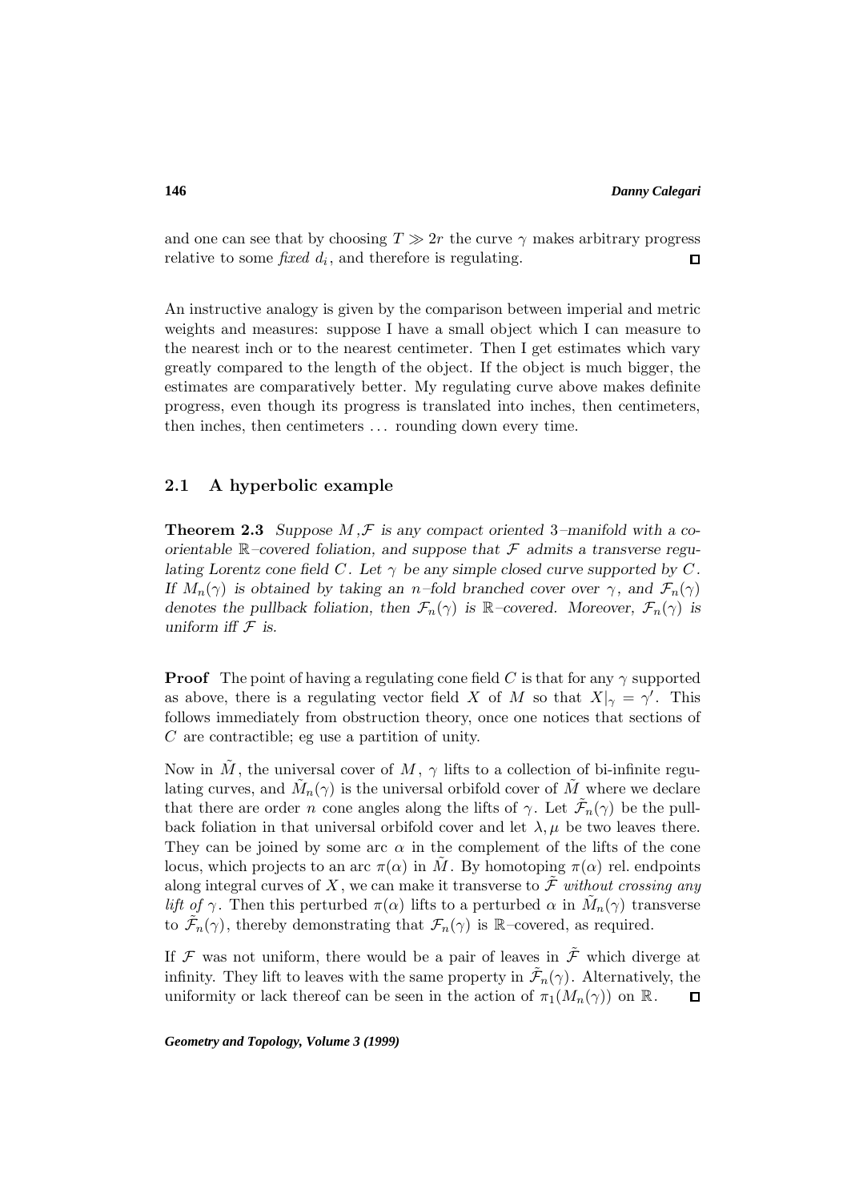and one can see that by choosing $T \gg 2r$ the curve $\gamma$ makes arbitrary progress relative to some *fixed* $d_i$, and therefore is regulating. $\square$

An instructive analogy is given by the comparison between imperial and metric weights and measures: suppose I have a small object which I can measure to the nearest inch or to the nearest centimeter. Then I get estimates which vary greatly compared to the length of the object. If the object is much bigger, the estimates are comparatively better. My regulating curve above makes definite progress, even though its progress is translated into inches, then centimeters, then inches, then centimeters ... rounding down every time.

## 2.1 A hyperbolic example

**Theorem 2.3** *Suppose $M, \mathcal{F}$ is any compact oriented 3–manifold with a co-orientable $\mathbb{R}$–covered foliation, and suppose that $\mathcal{F}$ admits a transverse regulating Lorentz cone field $C$. Let $\gamma$ be any simple closed curve supported by $C$. If $M_n(\gamma)$ is obtained by taking an $n$–fold branched cover over $\gamma$, and $\mathcal{F}_n(\gamma)$ denotes the pullback foliation, then $\mathcal{F}_n(\gamma)$ is $\mathbb{R}$–covered. Moreover, $\mathcal{F}_n(\gamma)$ is uniform iff $\mathcal{F}$ is.*

**Proof** The point of having a regulating cone field $C$ is that for any $\gamma$ supported as above, there is a regulating vector field $X$ of $M$ so that $X|_\gamma = \gamma'$. This follows immediately from obstruction theory, once one notices that sections of $C$ are contractible; eg use a partition of unity.

Now in $\tilde{M}$, the universal cover of $M$, $\gamma$ lifts to a collection of bi-infinite regulating curves, and $\tilde{M}_n(\gamma)$ is the universal orbifold cover of $\tilde{M}$ where we declare that there are order $n$ cone angles along the lifts of $\gamma$. Let $\tilde{\mathcal{F}}_n(\gamma)$ be the pullback foliation in that universal orbifold cover and let $\lambda, \mu$ be two leaves there. They can be joined by some arc $\alpha$ in the complement of the lifts of the cone locus, which projects to an arc $\pi(\alpha)$ in $\tilde{M}$. By homotoping $\pi(\alpha)$ rel. endpoints along integral curves of $X$, we can make it transverse to $\tilde{\mathcal{F}}$ *without crossing any lift of* $\gamma$. Then this perturbed $\pi(\alpha)$ lifts to a perturbed $\alpha$ in $\tilde{M}_n(\gamma)$ transverse to $\tilde{\mathcal{F}}_n(\gamma)$, thereby demonstrating that $\mathcal{F}_n(\gamma)$ is $\mathbb{R}$–covered, as required.

If $\mathcal{F}$ was not uniform, there would be a pair of leaves in $\tilde{\mathcal{F}}$ which diverge at infinity. They lift to leaves with the same property in $\tilde{\mathcal{F}}_n(\gamma)$. Alternatively, the uniformity or lack thereof can be seen in the action of $\pi_1(M_n(\gamma))$ on $\mathbb{R}$. $\square$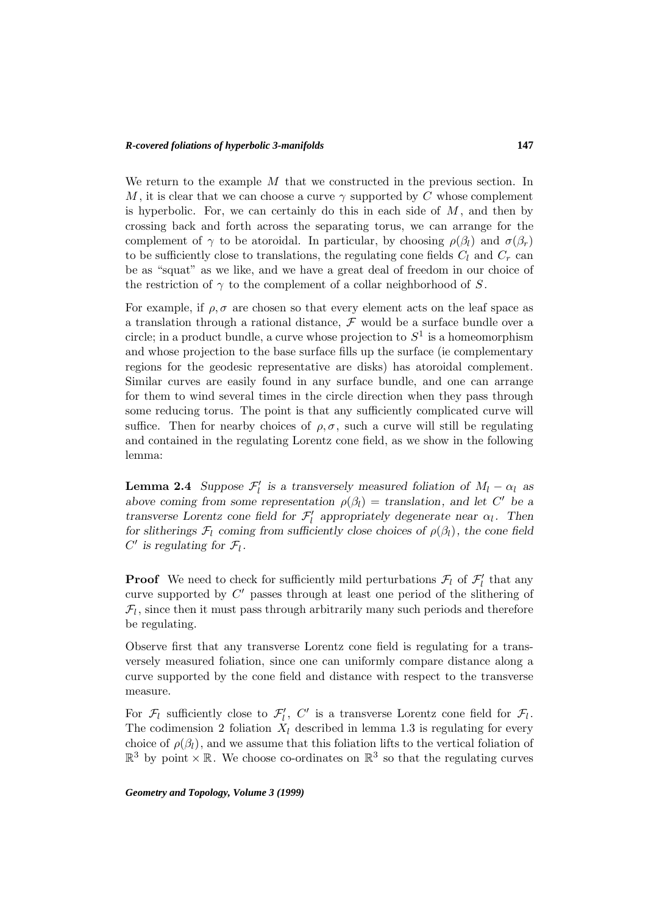We return to the example $M$ that we constructed in the previous section. In $M$, it is clear that we can choose a curve $\gamma$ supported by $C$ whose complement is hyperbolic. For, we can certainly do this in each side of $M$, and then by crossing back and forth across the separating torus, we can arrange for the complement of $\gamma$ to be atoroidal. In particular, by choosing $\rho(\beta_l)$ and $\sigma(\beta_r)$ to be sufficiently close to translations, the regulating cone fields $C_l$ and $C_r$ can be as "squat" as we like, and we have a great deal of freedom in our choice of the restriction of $\gamma$ to the complement of a collar neighborhood of $S$.

For example, if $\rho, \sigma$ are chosen so that every element acts on the leaf space as a translation through a rational distance, $\mathcal{F}$ would be a surface bundle over a circle; in a product bundle, a curve whose projection to $S^1$ is a homeomorphism and whose projection to the base surface fills up the surface (ie complementary regions for the geodesic representative are disks) has atoroidal complement. Similar curves are easily found in any surface bundle, and one can arrange for them to wind several times in the circle direction when they pass through some reducing torus. The point is that any sufficiently complicated curve will suffice. Then for nearby choices of $\rho, \sigma$, such a curve will still be regulating and contained in the regulating Lorentz cone field, as we show in the following lemma:

**Lemma 2.4** *Suppose $\mathcal{F}_l'$ is a transversely measured foliation of $M_l - \alpha_l$ as above coming from some representation $\rho(\beta_l) =$ translation, and let $C'$ be a transverse Lorentz cone field for $\mathcal{F}_l'$ appropriately degenerate near $\alpha_l$. Then for slitherings $\mathcal{F}_l$ coming from sufficiently close choices of $\rho(\beta_l)$, the cone field $C'$ is regulating for $\mathcal{F}_l$.*

**Proof** We need to check for sufficiently mild perturbations $\mathcal{F}_l$ of $\mathcal{F}_l'$ that any curve supported by $C'$ passes through at least one period of the slithering of $\mathcal{F}_l$, since then it must pass through arbitrarily many such periods and therefore be regulating.

Observe first that any transverse Lorentz cone field is regulating for a transversely measured foliation, since one can uniformly compare distance along a curve supported by the cone field and distance with respect to the transverse measure.

For $\mathcal{F}_l$ sufficiently close to $\mathcal{F}_l'$, $C'$ is a transverse Lorentz cone field for $\mathcal{F}_l$. The codimension 2 foliation $X_l$ described in lemma 1.3 is regulating for every choice of $\rho(\beta_l)$, and we assume that this foliation lifts to the vertical foliation of $\mathbb{R}^3$ by point $\times\, \mathbb{R}$. We choose co-ordinates on $\mathbb{R}^3$ so that the regulating curves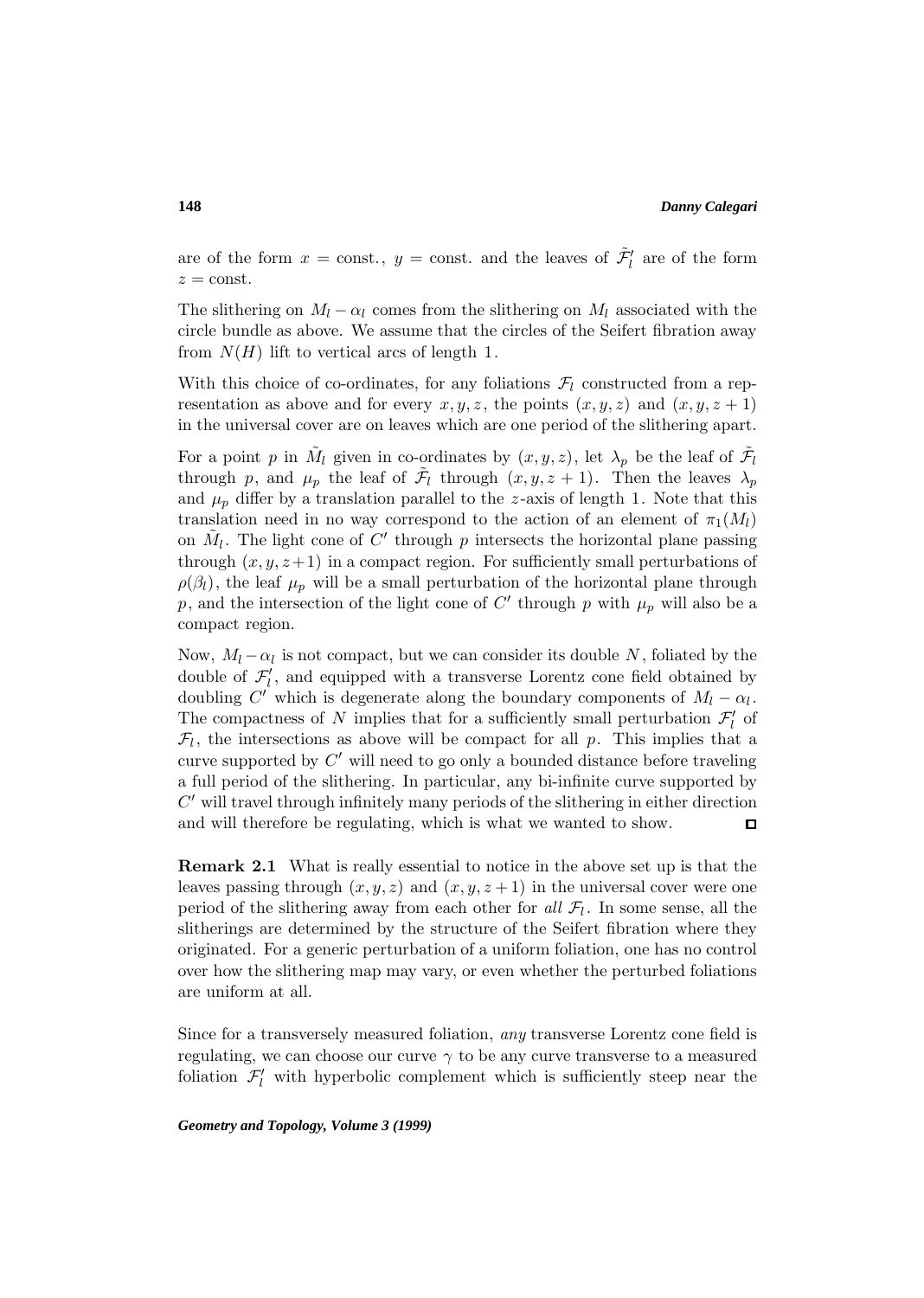are of the form $x = \text{const.}$, $y = \text{const.}$ and the leaves of $\tilde{\mathcal{F}}_l'$ are of the form $z = \text{const.}$

The slithering on $M_l - \alpha_l$ comes from the slithering on $M_l$ associated with the circle bundle as above. We assume that the circles of the Seifert fibration away from $N(H)$ lift to vertical arcs of length 1.

With this choice of co-ordinates, for any foliations $\mathcal{F}_l$ constructed from a representation as above and for every $x, y, z$, the points $(x, y, z)$ and $(x, y, z+1)$ in the universal cover are on leaves which are one period of the slithering apart.

For a point $p$ in $\tilde{M}_l$ given in co-ordinates by $(x, y, z)$, let $\lambda_p$ be the leaf of $\tilde{\mathcal{F}}_l$ through $p$, and $\mu_p$ the leaf of $\tilde{\mathcal{F}}_l$ through $(x, y, z+1)$. Then the leaves $\lambda_p$ and $\mu_p$ differ by a translation parallel to the $z$-axis of length 1. Note that this translation need in no way correspond to the action of an element of $\pi_1(M_l)$ on $\tilde{M}_l$. The light cone of $C'$ through $p$ intersects the horizontal plane passing through $(x, y, z+1)$ in a compact region. For sufficiently small perturbations of $\rho(\beta_l)$, the leaf $\mu_p$ will be a small perturbation of the horizontal plane through $p$, and the intersection of the light cone of $C'$ through $p$ with $\mu_p$ will also be a compact region.

Now, $M_l - \alpha_l$ is not compact, but we can consider its double $N$, foliated by the double of $\mathcal{F}_l'$, and equipped with a transverse Lorentz cone field obtained by doubling $C'$ which is degenerate along the boundary components of $M_l - \alpha_l$. The compactness of $N$ implies that for a sufficiently small perturbation $\mathcal{F}_l'$ of $\mathcal{F}_l$, the intersections as above will be compact for all $p$. This implies that a curve supported by $C'$ will need to go only a bounded distance before traveling a full period of the slithering. In particular, any bi-infinite curve supported by $C'$ will travel through infinitely many periods of the slithering in either direction and will therefore be regulating, which is what we wanted to show. $\square$

**Remark 2.1** What is really essential to notice in the above set up is that the leaves passing through $(x, y, z)$ and $(x, y, z+1)$ in the universal cover were one period of the slithering away from each other for *all* $\mathcal{F}_l$. In some sense, all the slitherings are determined by the structure of the Seifert fibration where they originated. For a generic perturbation of a uniform foliation, one has no control over how the slithering map may vary, or even whether the perturbed foliations are uniform at all.

Since for a transversely measured foliation, *any* transverse Lorentz cone field is regulating, we can choose our curve $\gamma$ to be any curve transverse to a measured foliation $\mathcal{F}_l'$ with hyperbolic complement which is sufficiently steep near the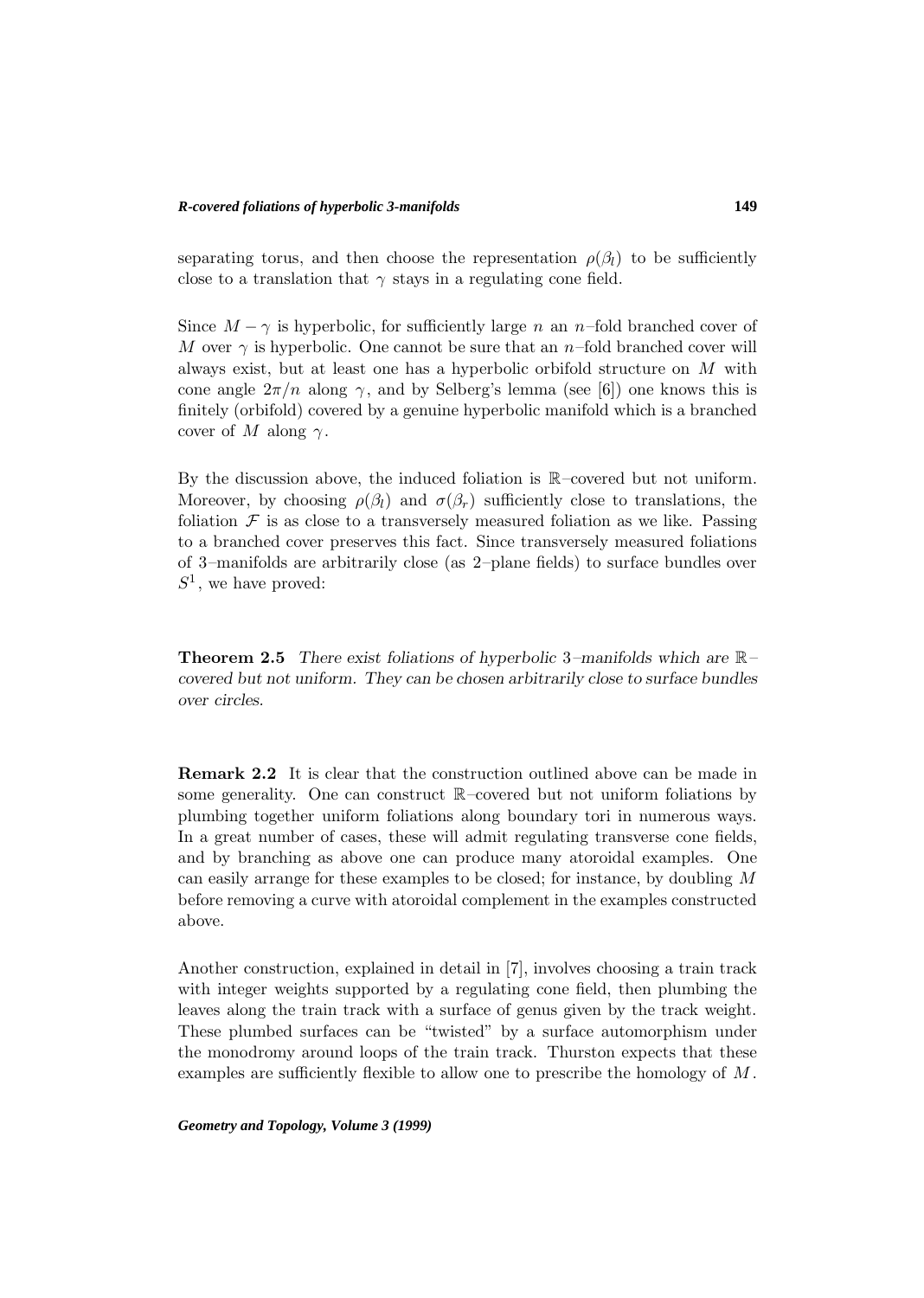separating torus, and then choose the representation $\rho(\beta_l)$ to be sufficiently close to a translation that $\gamma$ stays in a regulating cone field.

Since $M - \gamma$ is hyperbolic, for sufficiently large $n$ an $n$–fold branched cover of $M$ over $\gamma$ is hyperbolic. One cannot be sure that an $n$–fold branched cover will always exist, but at least one has a hyperbolic orbifold structure on $M$ with cone angle $2\pi/n$ along $\gamma$, and by Selberg's lemma (see [6]) one knows this is finitely (orbifold) covered by a genuine hyperbolic manifold which is a branched cover of $M$ along $\gamma$.

By the discussion above, the induced foliation is $\mathbb{R}$–covered but not uniform. Moreover, by choosing $\rho(\beta_l)$ and $\sigma(\beta_r)$ sufficiently close to translations, the foliation $\mathcal{F}$ is as close to a transversely measured foliation as we like. Passing to a branched cover preserves this fact. Since transversely measured foliations of 3–manifolds are arbitrarily close (as 2–plane fields) to surface bundles over $S^1$, we have proved:

**Theorem 2.5** *There exist foliations of hyperbolic 3–manifolds which are $\mathbb{R}$–covered but not uniform. They can be chosen arbitrarily close to surface bundles over circles.*

**Remark 2.2** It is clear that the construction outlined above can be made in some generality. One can construct $\mathbb{R}$–covered but not uniform foliations by plumbing together uniform foliations along boundary tori in numerous ways. In a great number of cases, these will admit regulating transverse cone fields, and by branching as above one can produce many atoroidal examples. One can easily arrange for these examples to be closed; for instance, by doubling $M$ before removing a curve with atoroidal complement in the examples constructed above.

Another construction, explained in detail in [7], involves choosing a train track with integer weights supported by a regulating cone field, then plumbing the leaves along the train track with a surface of genus given by the track weight. These plumbed surfaces can be "twisted" by a surface automorphism under the monodromy around loops of the train track. Thurston expects that these examples are sufficiently flexible to allow one to prescribe the homology of $M$.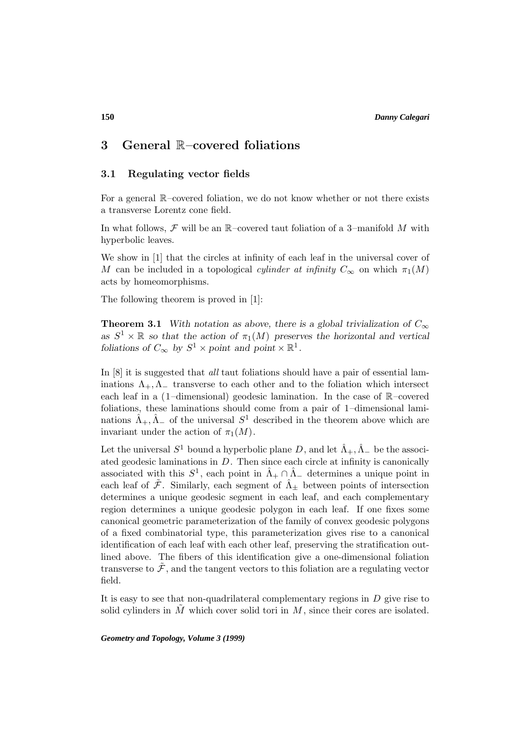# 3 General $\mathbb{R}$–covered foliations

## 3.1 Regulating vector fields

For a general $\mathbb{R}$–covered foliation, we do not know whether or not there exists a transverse Lorentz cone field.

In what follows, $\mathcal{F}$ will be an $\mathbb{R}$–covered taut foliation of a 3–manifold $M$ with hyperbolic leaves.

We show in [1] that the circles at infinity of each leaf in the universal cover of $M$ can be included in a topological *cylinder at infinity* $C_\infty$ on which $\pi_1(M)$ acts by homeomorphisms.

The following theorem is proved in [1]:

**Theorem 3.1** *With notation as above, there is a global trivialization of $C_\infty$ as $S^1 \times \mathbb{R}$ so that the action of $\pi_1(M)$ preserves the horizontal and vertical foliations of $C_\infty$ by $S^1 \times \text{point}$ and $\text{point} \times \mathbb{R}^1$.*

In [8] it is suggested that *all* taut foliations should have a pair of essential laminations $\Lambda_+, \Lambda_-$ transverse to each other and to the foliation which intersect each leaf in a (1–dimensional) geodesic lamination. In the case of $\mathbb{R}$–covered foliations, these laminations should come from a pair of 1–dimensional laminations $\hat{\Lambda}_+, \hat{\Lambda}_-$ of the universal $S^1$ described in the theorem above which are invariant under the action of $\pi_1(M)$.

Let the universal $S^1$ bound a hyperbolic plane $D$, and let $\hat{\Lambda}_+, \hat{\Lambda}_-$ be the associated geodesic laminations in $D$. Then since each circle at infinity is canonically associated with this $S^1$, each point in $\hat{\Lambda}_+ \cap \hat{\Lambda}_-$ determines a unique point in each leaf of $\tilde{\mathcal{F}}$. Similarly, each segment of $\hat{\Lambda}_\pm$ between points of intersection determines a unique geodesic segment in each leaf, and each complementary region determines a unique geodesic polygon in each leaf. If one fixes some canonical geometric parameterization of the family of convex geodesic polygons of a fixed combinatorial type, this parameterization gives rise to a canonical identification of each leaf with each other leaf, preserving the stratification outlined above. The fibers of this identification give a one-dimensional foliation transverse to $\tilde{\mathcal{F}}$, and the tangent vectors to this foliation are a regulating vector field.

It is easy to see that non-quadrilateral complementary regions in $D$ give rise to solid cylinders in $\tilde{M}$ which cover solid tori in $M$, since their cores are isolated.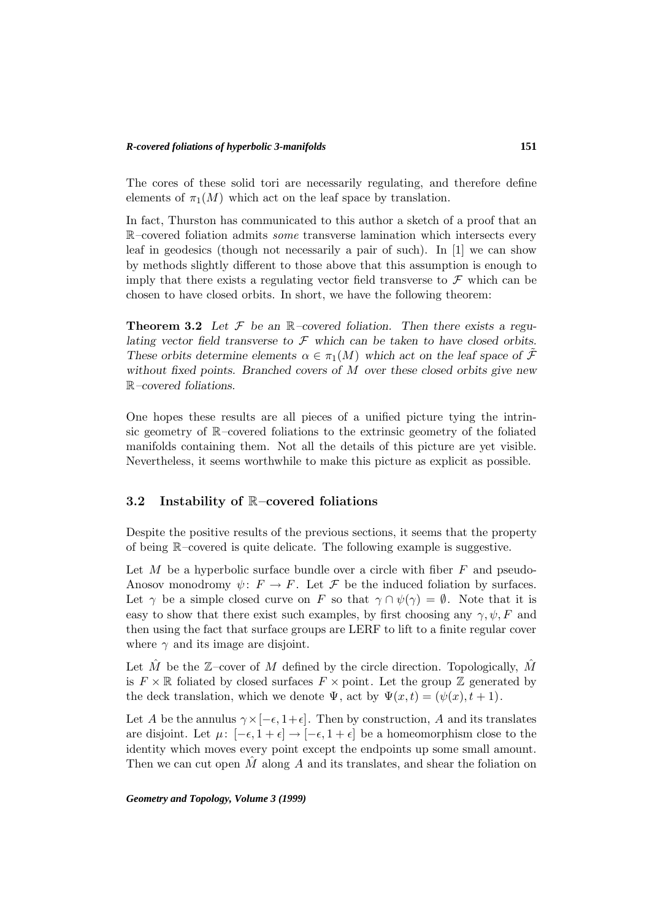The cores of these solid tori are necessarily regulating, and therefore define elements of $\pi_1(M)$ which act on the leaf space by translation.

In fact, Thurston has communicated to this author a sketch of a proof that an $\mathbb{R}$–covered foliation admits *some* transverse lamination which intersects every leaf in geodesics (though not necessarily a pair of such). In [1] we can show by methods slightly different to those above that this assumption is enough to imply that there exists a regulating vector field transverse to $\mathcal{F}$ which can be chosen to have closed orbits. In short, we have the following theorem:

**Theorem 3.2** *Let $\mathcal{F}$ be an $\mathbb{R}$–covered foliation. Then there exists a regulating vector field transverse to $\mathcal{F}$ which can be taken to have closed orbits. These orbits determine elements $\alpha \in \pi_1(M)$ which act on the leaf space of $\tilde{\mathcal{F}}$ without fixed points. Branched covers of $M$ over these closed orbits give new $\mathbb{R}$–covered foliations.*

One hopes these results are all pieces of a unified picture tying the intrinsic geometry of $\mathbb{R}$–covered foliations to the extrinsic geometry of the foliated manifolds containing them. Not all the details of this picture are yet visible. Nevertheless, it seems worthwhile to make this picture as explicit as possible.

## 3.2 Instability of $\mathbb{R}$–covered foliations

Despite the positive results of the previous sections, it seems that the property of being $\mathbb{R}$–covered is quite delicate. The following example is suggestive.

Let $M$ be a hyperbolic surface bundle over a circle with fiber $F$ and pseudo-Anosov monodromy $\psi\colon F \to F$. Let $\mathcal{F}$ be the induced foliation by surfaces. Let $\gamma$ be a simple closed curve on $F$ so that $\gamma \cap \psi(\gamma) = \emptyset$. Note that it is easy to show that there exist such examples, by first choosing any $\gamma, \psi, F$ and then using the fact that surface groups are LERF to lift to a finite regular cover where $\gamma$ and its image are disjoint.

Let $\hat{M}$ be the $\mathbb{Z}$–cover of $M$ defined by the circle direction. Topologically, $\hat{M}$ is $F \times \mathbb{R}$ foliated by closed surfaces $F \times$ point. Let the group $\mathbb{Z}$ generated by the deck translation, which we denote $\Psi$, act by $\Psi(x,t) = (\psi(x), t+1)$.

Let $A$ be the annulus $\gamma \times [-\epsilon, 1+\epsilon]$. Then by construction, $A$ and its translates are disjoint. Let $\mu\colon [-\epsilon, 1+\epsilon] \to [-\epsilon, 1+\epsilon]$ be a homeomorphism close to the identity which moves every point except the endpoints up some small amount. Then we can cut open $\hat{M}$ along $A$ and its translates, and shear the foliation on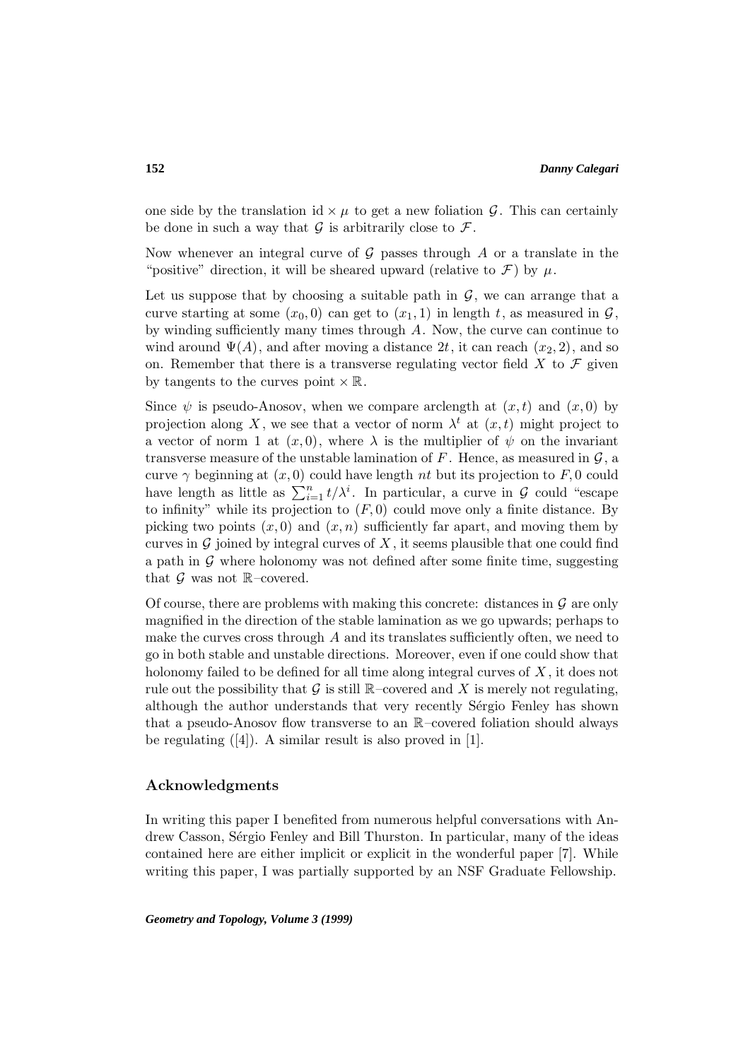one side by the translation $\mathrm{id} \times \mu$ to get a new foliation $\mathcal{G}$. This can certainly be done in such a way that $\mathcal{G}$ is arbitrarily close to $\mathcal{F}$.

Now whenever an integral curve of $\mathcal{G}$ passes through $A$ or a translate in the "positive" direction, it will be sheared upward (relative to $\mathcal{F}$) by $\mu$.

Let us suppose that by choosing a suitable path in $\mathcal{G}$, we can arrange that a curve starting at some $(x_0, 0)$ can get to $(x_1, 1)$ in length $t$, as measured in $\mathcal{G}$, by winding sufficiently many times through $A$. Now, the curve can continue to wind around $\Psi(A)$, and after moving a distance $2t$, it can reach $(x_2, 2)$, and so on. Remember that there is a transverse regulating vector field $X$ to $\mathcal{F}$ given by tangents to the curves point $\times \mathbb{R}$.

Since $\psi$ is pseudo-Anosov, when we compare arclength at $(x, t)$ and $(x, 0)$ by projection along $X$, we see that a vector of norm $\lambda^t$ at $(x, t)$ might project to a vector of norm 1 at $(x, 0)$, where $\lambda$ is the multiplier of $\psi$ on the invariant transverse measure of the unstable lamination of $F$. Hence, as measured in $\mathcal{G}$, a curve $\gamma$ beginning at $(x, 0)$ could have length $nt$ but its projection to $F, 0$ could have length as little as $\sum_{i=1}^{n} t/\lambda^i$. In particular, a curve in $\mathcal{G}$ could "escape to infinity" while its projection to $(F, 0)$ could move only a finite distance. By picking two points $(x, 0)$ and $(x, n)$ sufficiently far apart, and moving them by curves in $\mathcal{G}$ joined by integral curves of $X$, it seems plausible that one could find a path in $\mathcal{G}$ where holonomy was not defined after some finite time, suggesting that $\mathcal{G}$ was not $\mathbb{R}$–covered.

Of course, there are problems with making this concrete: distances in $\mathcal{G}$ are only magnified in the direction of the stable lamination as we go upwards; perhaps to make the curves cross through $A$ and its translates sufficiently often, we need to go in both stable and unstable directions. Moreover, even if one could show that holonomy failed to be defined for all time along integral curves of $X$, it does not rule out the possibility that $\mathcal{G}$ is still $\mathbb{R}$–covered and $X$ is merely not regulating, although the author understands that very recently Sérgio Fenley has shown that a pseudo-Anosov flow transverse to an $\mathbb{R}$–covered foliation should always be regulating ([4]). A similar result is also proved in [1].

## Acknowledgments

In writing this paper I benefited from numerous helpful conversations with Andrew Casson, Sérgio Fenley and Bill Thurston. In particular, many of the ideas contained here are either implicit or explicit in the wonderful paper [7]. While writing this paper, I was partially supported by an NSF Graduate Fellowship.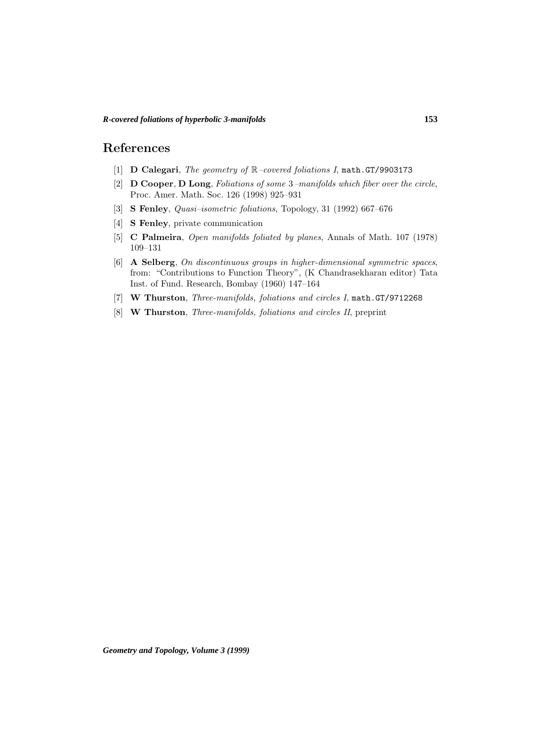# References

[1] **D Calegari**, *The geometry of $\mathbb{R}$–covered foliations I*, `math.GT/9903173`

[2] **D Cooper**, **D Long**, *Foliations of some 3–manifolds which fiber over the circle*, Proc. Amer. Math. Soc. 126 (1998) 925–931

[3] **S Fenley**, *Quasi–isometric foliations*, Topology, 31 (1992) 667–676

[4] **S Fenley**, private communication

[5] **C Palmeira**, *Open manifolds foliated by planes*, Annals of Math. 107 (1978) 109–131

[6] **A Selberg**, *On discontinuous groups in higher-dimensional symmetric spaces*, from: "Contributions to Function Theory", (K Chandrasekharan editor) Tata Inst. of Fund. Research, Bombay (1960) 147–164

[7] **W Thurston**, *Three-manifolds, foliations and circles I*, `math.GT/9712268`

[8] **W Thurston**, *Three-manifolds, foliations and circles II*, preprint